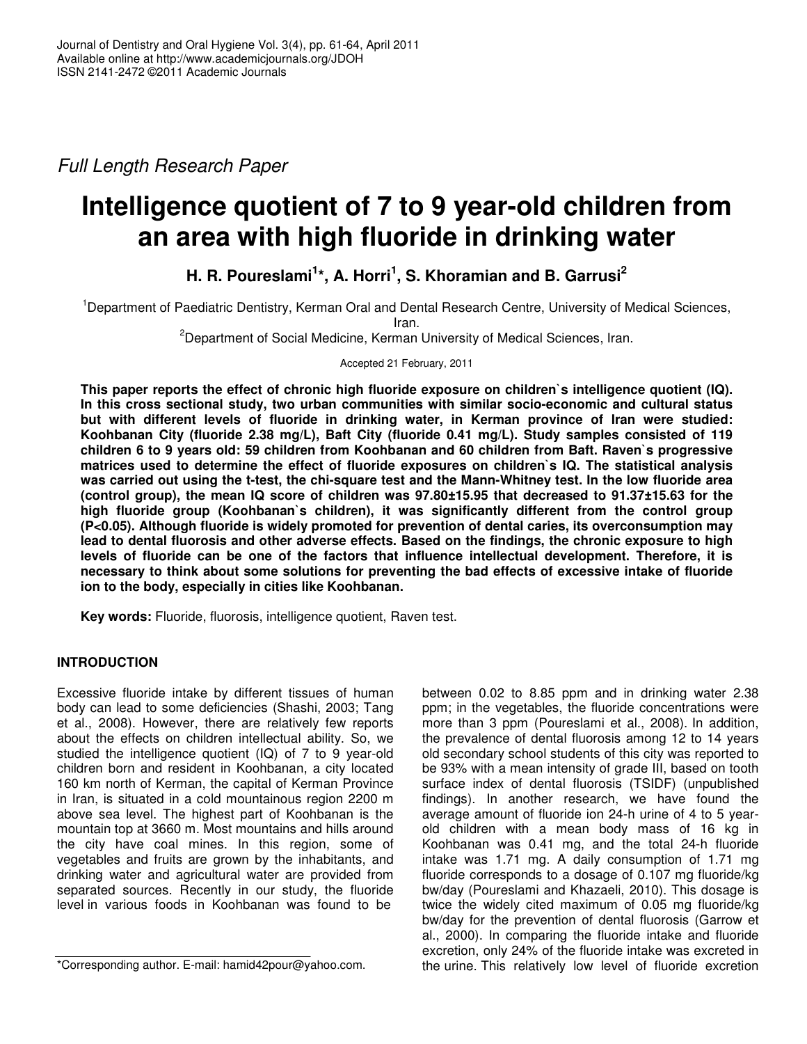Full Length Research Paper

# Intelligence quotient of 7 to 9 year-old children from an area with high fluoride in drinking water

**H. R. Poureslami[1]\*, A. Horri[1], S. Khoramian and B. Garrusi[2]**

[1]Department of Paediatric Dentistry, Kerman Oral and Dental Research Centre, University of Medical Sciences, Iran.

[2]Department of Social Medicine, Kerman University of Medical Sciences, Iran.

Accepted 21 February, 2011

**This paper reports the effect of chronic high fluoride exposure on children`s intelligence quotient (IQ). In this cross sectional study, two urban communities with similar socio-economic and cultural status but with different levels of fluoride in drinking water, in Kerman province of Iran were studied: Koohbanan City (fluoride 2.38 mg/L), Baft City (fluoride 0.41 mg/L). Study samples consisted of 119 children 6 to 9 years old: 59 children from Koohbanan and 60 children from Baft. Raven`s progressive matrices used to determine the effect of fluoride exposures on children`s IQ. The statistical analysis was carried out using the t-test, the chi-square test and the Mann-Whitney test. In the low fluoride area (control group), the mean IQ score of children was 97.80±15.95 that decreased to 91.37±15.63 for the high fluoride group (Koohbanan`s children), it was significantly different from the control group ($P<0.05$). Although fluoride is widely promoted for prevention of dental caries, its overconsumption may lead to dental fluorosis and other adverse effects. Based on the findings, the chronic exposure to high levels of fluoride can be one of the factors that influence intellectual development. Therefore, it is necessary to think about some solutions for preventing the bad effects of excessive intake of fluoride ion to the body, especially in cities like Koohbanan.**

**Key words:** Fluoride, fluorosis, intelligence quotient, Raven test.

## INTRODUCTION

Excessive fluoride intake by different tissues of human body can lead to some deficiencies (Shashi, 2003; Tang et al., 2008). However, there are relatively few reports about the effects on children intellectual ability. So, we studied the intelligence quotient (IQ) of 7 to 9 year-old children born and resident in Koohbanan, a city located 160 km north of Kerman, the capital of Kerman Province in Iran, is situated in a cold mountainous region 2200 m above sea level. The highest part of Koohbanan is the mountain top at 3660 m. Most mountains and hills around the city have coal mines. In this region, some of vegetables and fruits are grown by the inhabitants, and drinking water and agricultural water are provided from separated sources. Recently in our study, the fluoride level in various foods in Koohbanan was found to be between 0.02 to 8.85 ppm and in drinking water 2.38 ppm; in the vegetables, the fluoride concentrations were more than 3 ppm (Poureslami et al., 2008). In addition, the prevalence of dental fluorosis among 12 to 14 years old secondary school students of this city was reported to be 93% with a mean intensity of grade III, based on tooth surface index of dental fluorosis (TSIDF) (unpublished findings). In another research, we have found the average amount of fluoride ion 24-h urine of 4 to 5 year-old children with a mean body mass of 16 kg in Koohbanan was 0.41 mg, and the total 24-h fluoride intake was 1.71 mg. A daily consumption of 1.71 mg fluoride corresponds to a dosage of 0.107 mg fluoride/kg bw/day (Poureslami and Khazaeli, 2010). This dosage is twice the widely cited maximum of 0.05 mg fluoride/kg bw/day for the prevention of dental fluorosis (Garrow et al., 2000). In comparing the fluoride intake and fluoride excretion, only 24% of the fluoride intake was excreted in the urine. This relatively low level of fluoride excretion

\*Corresponding author. E-mail: hamid42pour@yahoo.com.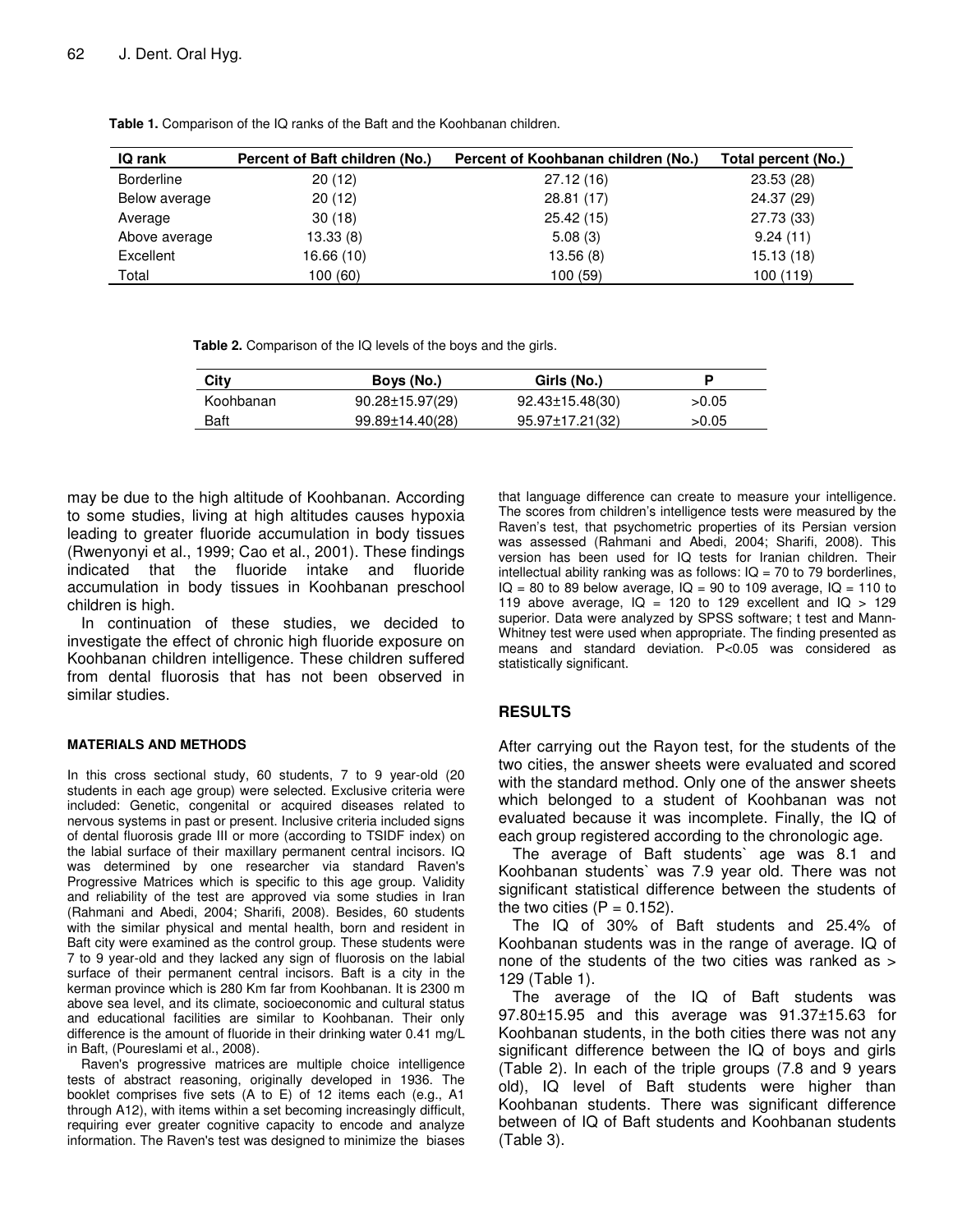**Table 1.** Comparison of the IQ ranks of the Baft and the Koohbanan children.

| IQ rank | Percent of Baft children (No.) | Percent of Koohbanan children (No.) | Total percent (No.) |
|---|---|---|---|
| Borderline | 20 (12) | 27.12 (16) | 23.53 (28) |
| Below average | 20 (12) | 28.81 (17) | 24.37 (29) |
| Average | 30 (18) | 25.42 (15) | 27.73 (33) |
| Above average | 13.33 (8) | 5.08 (3) | 9.24 (11) |
| Excellent | 16.66 (10) | 13.56 (8) | 15.13 (18) |
| Total | 100 (60) | 100 (59) | 100 (119) |

**Table 2.** Comparison of the IQ levels of the boys and the girls.

| City | Boys (No.) | Girls (No.) | P |
|---|---|---|---|
| Koohbanan | 90.28±15.97(29) | 92.43±15.48(30) | >0.05 |
| Baft | 99.89±14.40(28) | 95.97±17.21(32) | >0.05 |

may be due to the high altitude of Koohbanan. According to some studies, living at high altitudes causes hypoxia leading to greater fluoride accumulation in body tissues (Rwenyonyi et al., 1999; Cao et al., 2001). These findings indicated that the fluoride intake and fluoride accumulation in body tissues in Koohbanan preschool children is high.

In continuation of these studies, we decided to investigate the effect of chronic high fluoride exposure on Koohbanan children intelligence. These children suffered from dental fluorosis that has not been observed in similar studies.

#### MATERIALS AND METHODS

In this cross sectional study, 60 students, 7 to 9 year-old (20 students in each age group) were selected. Exclusive criteria were included: Genetic, congenital or acquired diseases related to nervous systems in past or present. Inclusive criteria included signs of dental fluorosis grade III or more (according to TSIDF index) on the labial surface of their maxillary permanent central incisors. IQ was determined by one researcher via standard Raven's Progressive Matrices which is specific to this age group. Validity and reliability of the test are approved via some studies in Iran (Rahmani and Abedi, 2004; Sharifi, 2008). Besides, 60 students with the similar physical and mental health, born and resident in Baft city were examined as the control group. These students were 7 to 9 year-old and they lacked any sign of fluorosis on the labial surface of their permanent central incisors. Baft is a city in the kerman province which is 280 Km far from Koohbanan. It is 2300 m above sea level, and its climate, socioeconomic and cultural status and educational facilities are similar to Koohbanan. Their only difference is the amount of fluoride in their drinking water 0.41 mg/L in Baft, (Poureslami et al., 2008).

Raven's progressive matrices are multiple choice intelligence tests of abstract reasoning, originally developed in 1936. The booklet comprises five sets (A to E) of 12 items each (e.g., A1 through A12), with items within a set becoming increasingly difficult, requiring ever greater cognitive capacity to encode and analyze information. The Raven's test was designed to minimize the biases that language difference can create to measure your intelligence. The scores from children's intelligence tests were measured by the Raven's test, that psychometric properties of its Persian version was assessed (Rahmani and Abedi, 2004; Sharifi, 2008). This version has been used for IQ tests for Iranian children. Their intellectual ability ranking was as follows: IQ = 70 to 79 borderlines, IQ = 80 to 89 below average, IQ = 90 to 109 average, IQ = 110 to 119 above average, IQ = 120 to 129 excellent and IQ > 129 superior. Data were analyzed by SPSS software; t test and Mann-Whitney test were used when appropriate. The finding presented as means and standard deviation. P<0.05 was considered as statistically significant.

## RESULTS

After carrying out the Rayon test, for the students of the two cities, the answer sheets were evaluated and scored with the standard method. Only one of the answer sheets which belonged to a student of Koohbanan was not evaluated because it was incomplete. Finally, the IQ of each group registered according to the chronologic age.

The average of Baft students` age was 8.1 and Koohbanan students` was 7.9 year old. There was not significant statistical difference between the students of the two cities (P = 0.152).

The IQ of 30% of Baft students and 25.4% of Koohbanan students was in the range of average. IQ of none of the students of the two cities was ranked as > 129 (Table 1).

The average of the IQ of Baft students was 97.80±15.95 and this average was 91.37±15.63 for Koohbanan students, in the both cities there was not any significant difference between the IQ of boys and girls (Table 2). In each of the triple groups (7.8 and 9 years old), IQ level of Baft students were higher than Koohbanan students. There was significant difference between of IQ of Baft students and Koohbanan students (Table 3).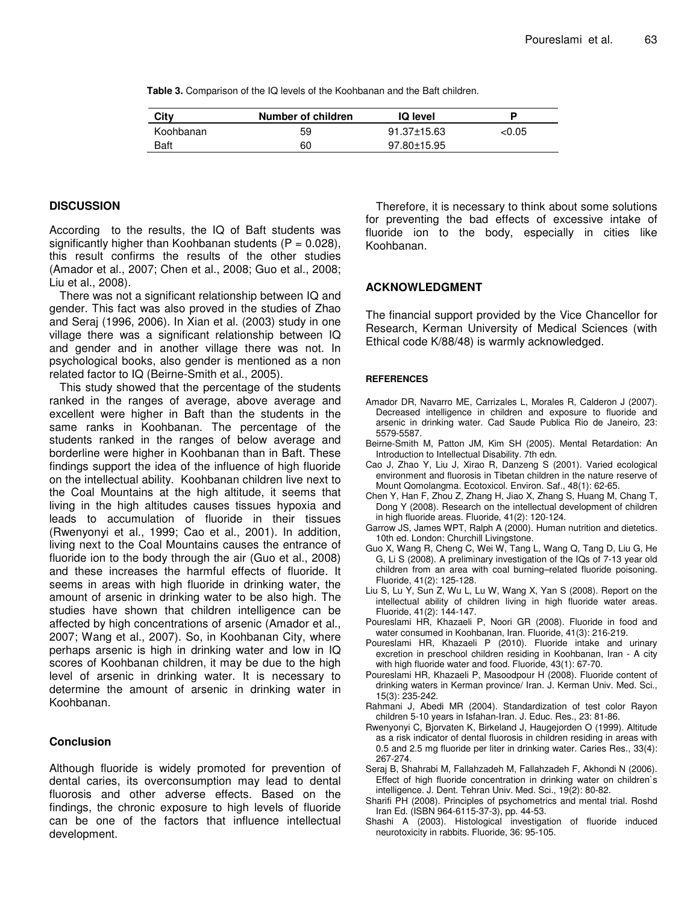**Table 3.** Comparison of the IQ levels of the Koohbanan and the Baft children.

| City | Number of children | IQ level | P |
|---|---|---|---|
| Koohbanan | 59 | 91.37±15.63 | <0.05 |
| Baft | 60 | 97.80±15.95 | |

## DISCUSSION

According to the results, the IQ of Baft students was significantly higher than Koohbanan students (P = 0.028), this result confirms the results of the other studies (Amador et al., 2007; Chen et al., 2008; Guo et al., 2008; Liu et al., 2008).

There was not a significant relationship between IQ and gender. This fact was also proved in the studies of Zhao and Seraj (1996, 2006). In Xian et al. (2003) study in one village there was a significant relationship between IQ and gender and in another village there was not. In psychological books, also gender is mentioned as a non related factor to IQ (Beirne-Smith et al., 2005).

This study showed that the percentage of the students ranked in the ranges of average, above average and excellent were higher in Baft than the students in the same ranks in Koohbanan. The percentage of the students ranked in the ranges of below average and borderline were higher in Koohbanan than in Baft. These findings support the idea of the influence of high fluoride on the intellectual ability. Koohbanan children live next to the Coal Mountains at the high altitude, it seems that living in the high altitudes causes tissues hypoxia and leads to accumulation of fluoride in their tissues (Rwenyonyi et al., 1999; Cao et al., 2001). In addition, living next to the Coal Mountains causes the entrance of fluoride ion to the body through the air (Guo et al., 2008) and these increases the harmful effects of fluoride. It seems in areas with high fluoride in drinking water, the amount of arsenic in drinking water to be also high. The studies have shown that children intelligence can be affected by high concentrations of arsenic (Amador et al., 2007; Wang et al., 2007). So, in Koohbanan City, where perhaps arsenic is high in drinking water and low in IQ scores of Koohbanan children, it may be due to the high level of arsenic in drinking water. It is necessary to determine the amount of arsenic in drinking water in Koohbanan.

Therefore, it is necessary to think about some solutions for preventing the bad effects of excessive intake of fluoride ion to the body, especially in cities like Koohbanan.

## Conclusion

Although fluoride is widely promoted for prevention of dental caries, its overconsumption may lead to dental fluorosis and other adverse effects. Based on the findings, the chronic exposure to high levels of fluoride can be one of the factors that influence intellectual development.

## ACKNOWLEDGMENT

The financial support provided by the Vice Chancellor for Research, Kerman University of Medical Sciences (with Ethical code K/88/48) is warmly acknowledged.

## REFERENCES

Amador DR, Navarro ME, Carrizales L, Morales R, Calderon J (2007). Decreased intelligence in children and exposure to fluoride and arsenic in drinking water. Cad Saude Publica Rio de Janeiro, 23: 5579-5587.

Beirne-Smith M, Patton JM, Kim SH (2005). Mental Retardation: An Introduction to Intellectual Disability. 7th edn.

Cao J, Zhao Y, Liu J, Xirao R, Danzeng S (2001). Varied ecological environment and fluorosis in Tibetan children in the nature reserve of Mount Qomolangma. Ecotoxicol. Environ. Saf., 48(1): 62-65.

Chen Y, Han F, Zhou Z, Zhang H, Jiao X, Zhang S, Huang M, Chang T, Dong Y (2008). Research on the intellectual development of children in high fluoride areas. Fluoride, 41(2): 120-124.

Garrow JS, James WPT, Ralph A (2000). Human nutrition and dietetics. 10th ed. London: Churchill Livingstone.

Guo X, Wang R, Cheng C, Wei W, Tang L, Wang Q, Tang D, Liu G, He G, Li S (2008). A preliminary investigation of the IQs of 7-13 year old children from an area with coal burning–related fluoride poisoning. Fluoride, 41(2): 125-128.

Liu S, Lu Y, Sun Z, Wu L, Lu W, Wang X, Yan S (2008). Report on the intellectual ability of children living in high fluoride water areas. Fluoride, 41(2): 144-147.

Poureslami HR, Khazaeli P, Noori GR (2008). Fluoride in food and water consumed in Koohbanan, Iran. Fluoride, 41(3): 216-219.

Poureslami HR, Khazaeli P (2010). Fluoride intake and urinary excretion in preschool children residing in Koohbanan, Iran - A city with high fluoride water and food. Fluoride, 43(1): 67-70.

Poureslami HR, Khazaeli P, Masoodpour H (2008). Fluoride content of drinking waters in Kerman province/ Iran. J. Kerman Univ. Med. Sci., 15(3): 235-242.

Rahmani J, Abedi MR (2004). Standardization of test color Rayon children 5-10 years in Isfahan-Iran. J. Educ. Res., 23: 81-86.

Rwenyonyi C, Bjorvaten K, Birkeland J, Haugejorden O (1999). Altitude as a risk indicator of dental fluorosis in children residing in areas with 0.5 and 2.5 mg fluoride per liter in drinking water. Caries Res., 33(4): 267-274.

Seraj B, Shahrabi M, Fallahzadeh M, Fallahzadeh F, Akhondi N (2006). Effect of high fluoride concentration in drinking water on children`s intelligence. J. Dent. Tehran Univ. Med. Sci., 19(2): 80-82.

Sharifi PH (2008). Principles of psychometrics and mental trial. Roshd Iran Ed. (ISBN 964-6115-37-3), pp. 44-53.

Shashi A (2003). Histological investigation of fluoride induced neurotoxicity in rabbits. Fluoride, 36: 95-105.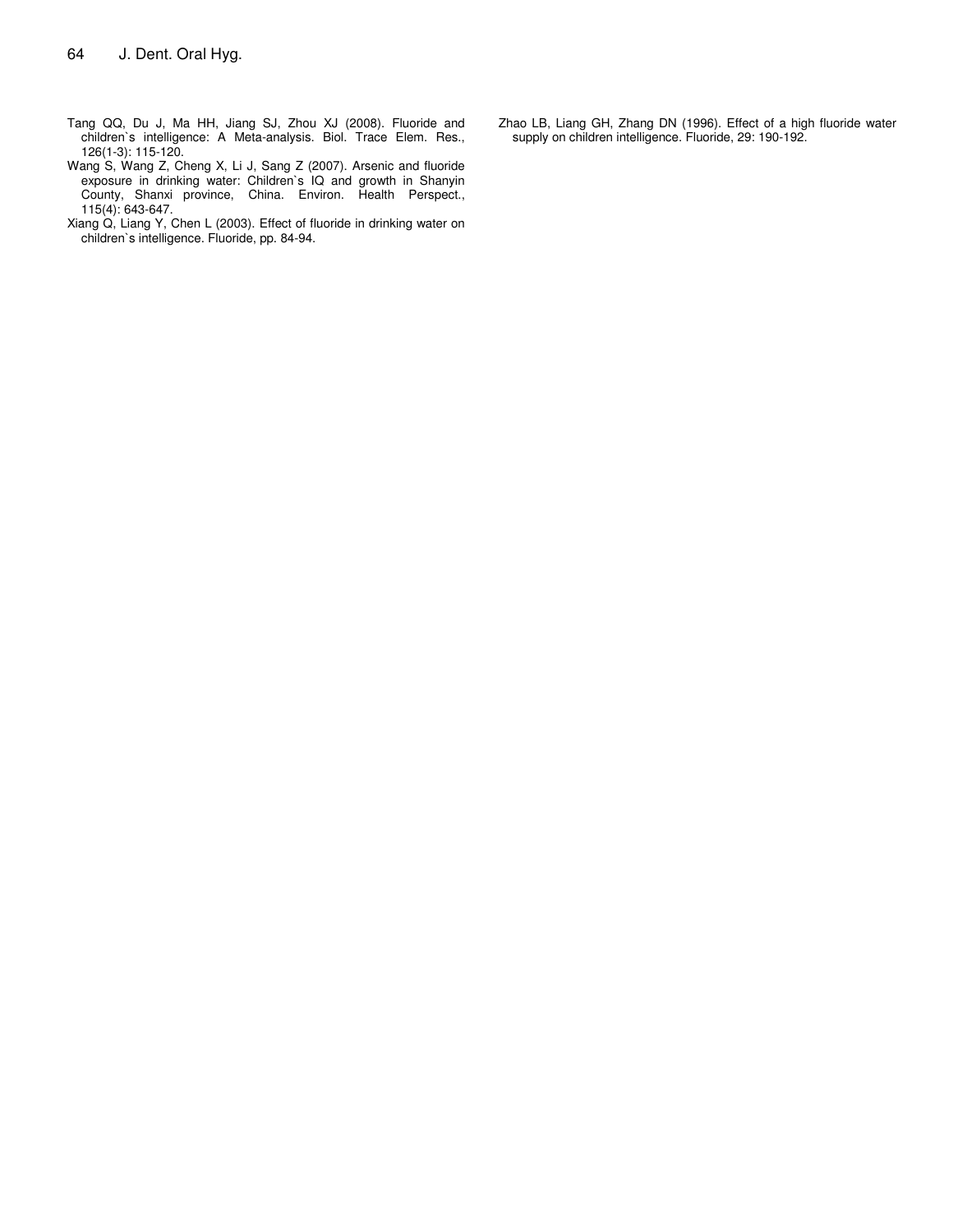Tang QQ, Du J, Ma HH, Jiang SJ, Zhou XJ (2008). Fluoride and children`s intelligence: A Meta-analysis. Biol. Trace Elem. Res., 126(1-3): 115-120.

Wang S, Wang Z, Cheng X, Li J, Sang Z (2007). Arsenic and fluoride exposure in drinking water: Children`s IQ and growth in Shanyin County, Shanxi province, China. Environ. Health Perspect., 115(4): 643-647.

Xiang Q, Liang Y, Chen L (2003). Effect of fluoride in drinking water on children`s intelligence. Fluoride, pp. 84-94.

Zhao LB, Liang GH, Zhang DN (1996). Effect of a high fluoride water supply on children intelligence. Fluoride, 29: 190-192.